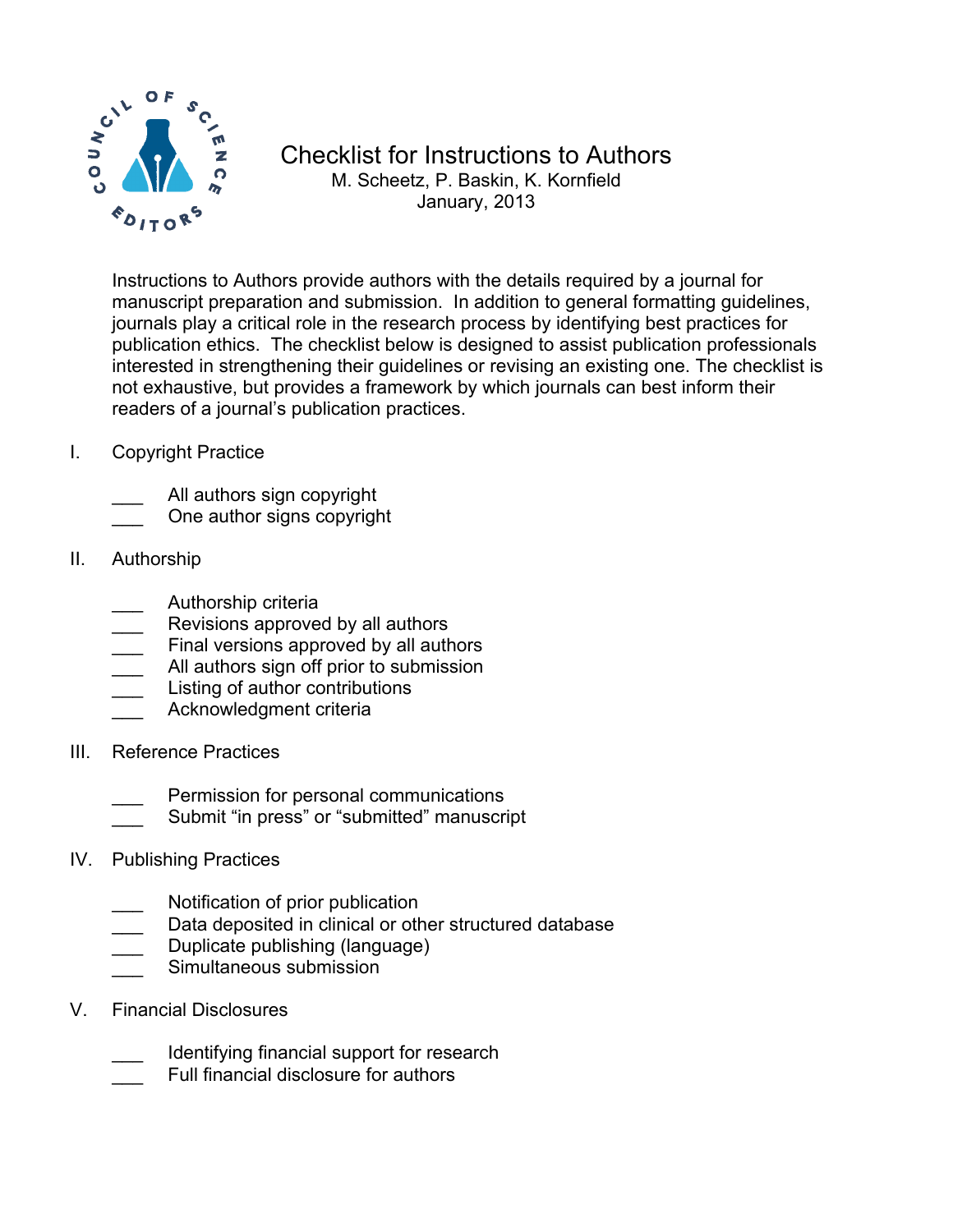# Checklist for Instructions to Authors

M. Scheetz, P. Baskin, K. Kornfield
January, 2013

Instructions to Authors provide authors with the details required by a journal for manuscript preparation and submission. In addition to general formatting guidelines, journals play a critical role in the research process by identifying best practices for publication ethics. The checklist below is designed to assist publication professionals interested in strengthening their guidelines or revising an existing one. The checklist is not exhaustive, but provides a framework by which journals can best inform their readers of a journal's publication practices.

## I. Copyright Practice

- ___ All authors sign copyright
- ___ One author signs copyright

## II. Authorship

- ___ Authorship criteria
- ___ Revisions approved by all authors
- ___ Final versions approved by all authors
- ___ All authors sign off prior to submission
- ___ Listing of author contributions
- ___ Acknowledgment criteria

## III. Reference Practices

- ___ Permission for personal communications
- ___ Submit "in press" or "submitted" manuscript

## IV. Publishing Practices

- ___ Notification of prior publication
- ___ Data deposited in clinical or other structured database
- ___ Duplicate publishing (language)
- ___ Simultaneous submission

## V. Financial Disclosures

- ___ Identifying financial support for research
- ___ Full financial disclosure for authors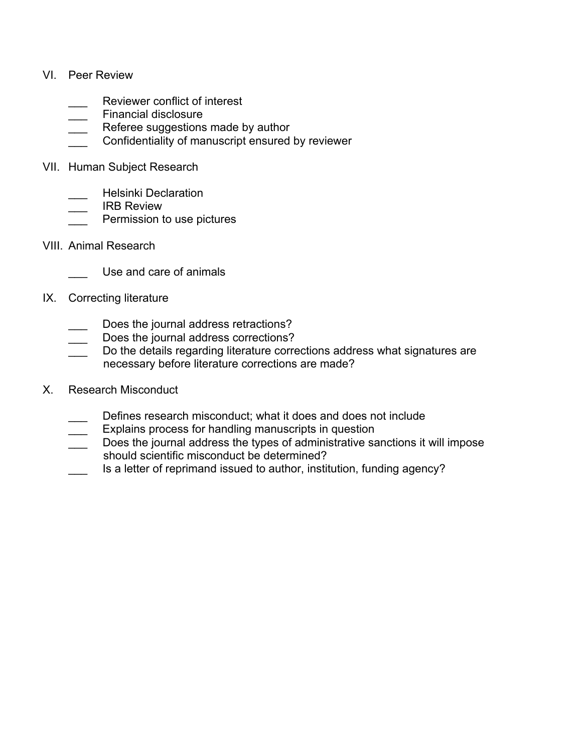VI. Peer Review

___ Reviewer conflict of interest
___ Financial disclosure
___ Referee suggestions made by author
___ Confidentiality of manuscript ensured by reviewer

VII. Human Subject Research

___ Helsinki Declaration
___ IRB Review
___ Permission to use pictures

VIII. Animal Research

___ Use and care of animals

IX. Correcting literature

___ Does the journal address retractions?
___ Does the journal address corrections?
___ Do the details regarding literature corrections address what signatures are necessary before literature corrections are made?

X. Research Misconduct

___ Defines research misconduct; what it does and does not include
___ Explains process for handling manuscripts in question
___ Does the journal address the types of administrative sanctions it will impose should scientific misconduct be determined?
___ Is a letter of reprimand issued to author, institution, funding agency?